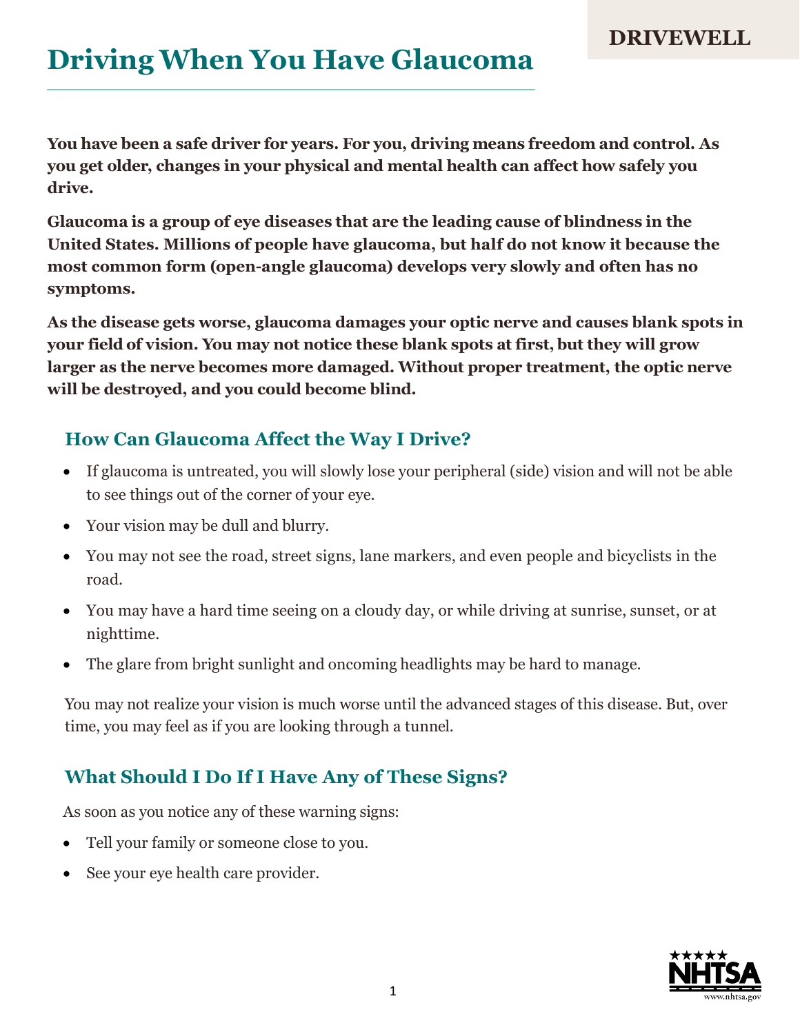DRIVEWELL

# Driving When You Have Glaucoma

**You have been a safe driver for years. For you, driving means freedom and control. As you get older, changes in your physical and mental health can affect how safely you drive.**

**Glaucoma is a group of eye diseases that are the leading cause of blindness in the United States. Millions of people have glaucoma, but half do not know it because the most common form (open-angle glaucoma) develops very slowly and often has no symptoms.**

**As the disease gets worse, glaucoma damages your optic nerve and causes blank spots in your field of vision. You may not notice these blank spots at first, but they will grow larger as the nerve becomes more damaged. Without proper treatment, the optic nerve will be destroyed, and you could become blind.**

## How Can Glaucoma Affect the Way I Drive?

- If glaucoma is untreated, you will slowly lose your peripheral (side) vision and will not be able to see things out of the corner of your eye.
- Your vision may be dull and blurry.
- You may not see the road, street signs, lane markers, and even people and bicyclists in the road.
- You may have a hard time seeing on a cloudy day, or while driving at sunrise, sunset, or at nighttime.
- The glare from bright sunlight and oncoming headlights may be hard to manage.

You may not realize your vision is much worse until the advanced stages of this disease. But, over time, you may feel as if you are looking through a tunnel.

## What Should I Do If I Have Any of These Signs?

As soon as you notice any of these warning signs:

- Tell your family or someone close to you.
- See your eye health care provider.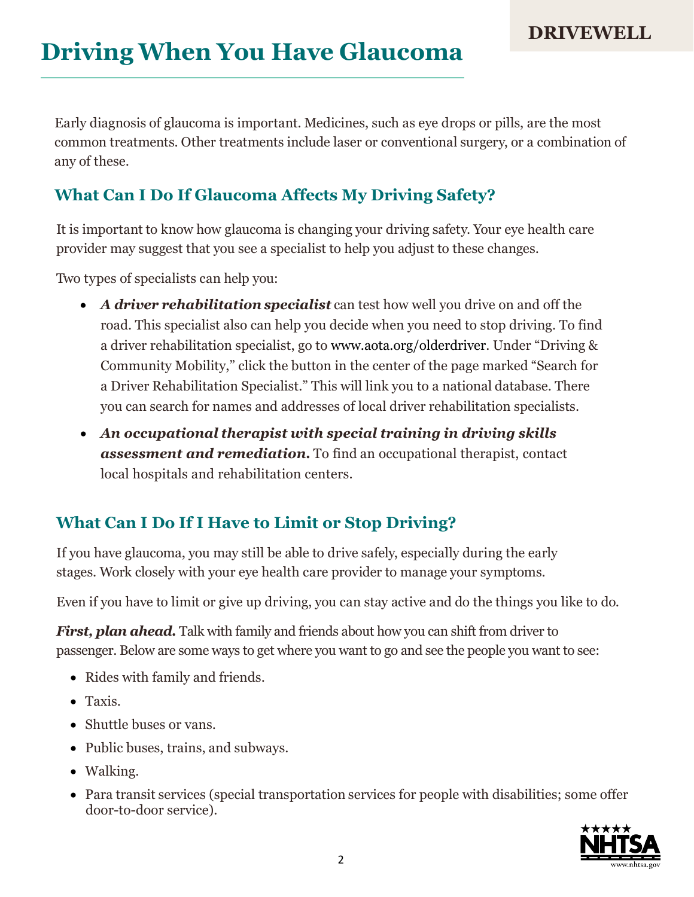# Driving When You Have Glaucoma

Early diagnosis of glaucoma is important. Medicines, such as eye drops or pills, are the most common treatments. Other treatments include laser or conventional surgery, or a combination of any of these.

## What Can I Do If Glaucoma Affects My Driving Safety?

It is important to know how glaucoma is changing your driving safety. Your eye health care provider may suggest that you see a specialist to help you adjust to these changes.

Two types of specialists can help you:

- ***A driver rehabilitation specialist*** can test how well you drive on and off the road. This specialist also can help you decide when you need to stop driving. To find a driver rehabilitation specialist, go to www.aota.org/olderdriver. Under "Driving & Community Mobility," click the button in the center of the page marked "Search for a Driver Rehabilitation Specialist." This will link you to a national database. There you can search for names and addresses of local driver rehabilitation specialists.
- ***An occupational therapist with special training in driving skills assessment and remediation.*** To find an occupational therapist, contact local hospitals and rehabilitation centers.

## What Can I Do If I Have to Limit or Stop Driving?

If you have glaucoma, you may still be able to drive safely, especially during the early stages. Work closely with your eye health care provider to manage your symptoms.

Even if you have to limit or give up driving, you can stay active and do the things you like to do.

***First, plan ahead.*** Talk with family and friends about how you can shift from driver to passenger. Below are some ways to get where you want to go and see the people you want to see:

- Rides with family and friends.
- Taxis.
- Shuttle buses or vans.
- Public buses, trains, and subways.
- Walking.
- Para transit services (special transportation services for people with disabilities; some offer door-to-door service).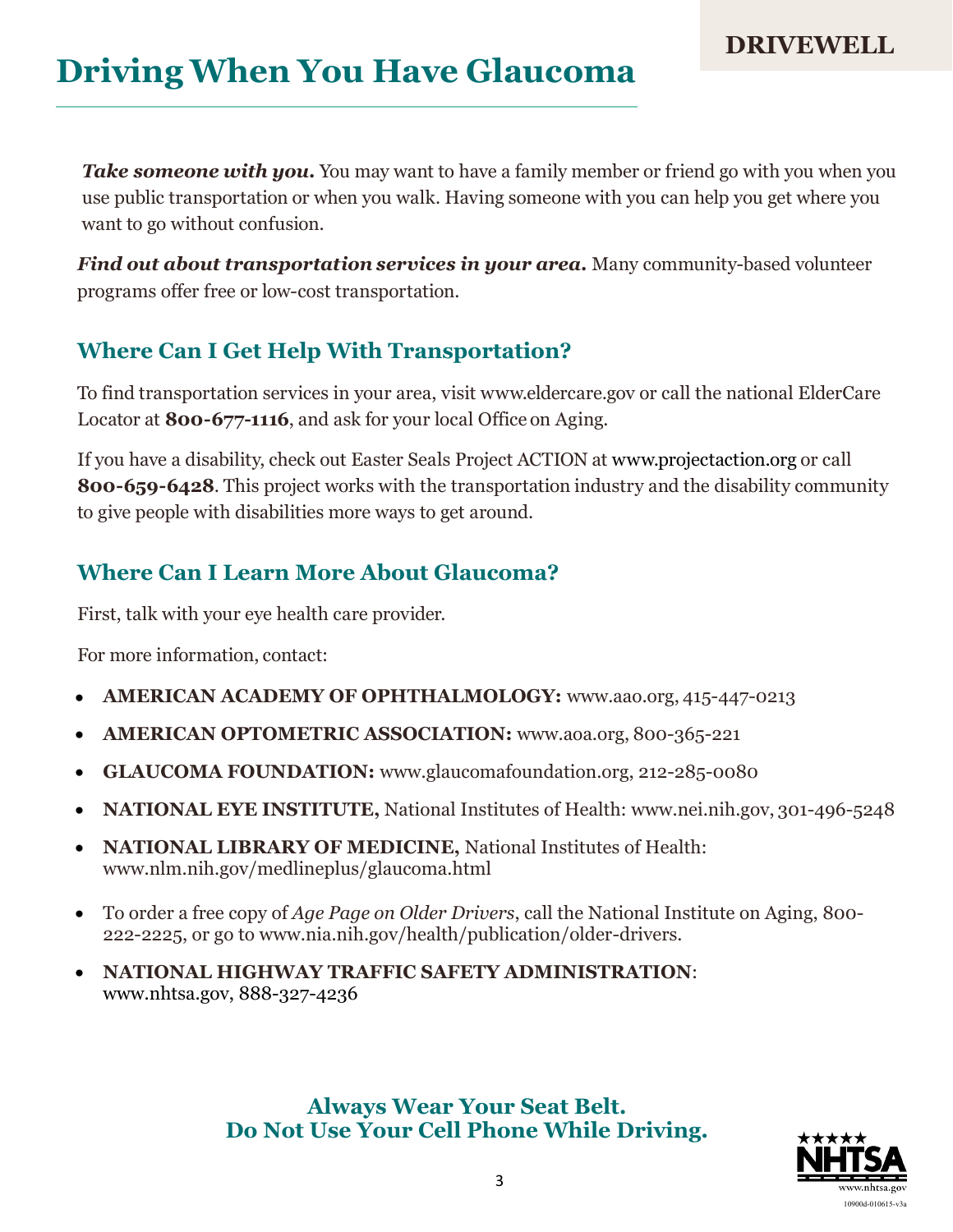# Driving When You Have Glaucoma

***Take someone with you.*** You may want to have a family member or friend go with you when you use public transportation or when you walk. Having someone with you can help you get where you want to go without confusion.

***Find out about transportation services in your area.*** Many community-based volunteer programs offer free or low-cost transportation.

## Where Can I Get Help With Transportation?

To find transportation services in your area, visit www.eldercare.gov or call the national ElderCare Locator at **800-677-1116**, and ask for your local Office on Aging.

If you have a disability, check out Easter Seals Project ACTION at www.projectaction.org or call **800-659-6428**. This project works with the transportation industry and the disability community to give people with disabilities more ways to get around.

## Where Can I Learn More About Glaucoma?

First, talk with your eye health care provider.

For more information, contact:

- **AMERICAN ACADEMY OF OPHTHALMOLOGY:** www.aao.org, 415-447-0213
- **AMERICAN OPTOMETRIC ASSOCIATION:** www.aoa.org, 800-365-221
- **GLAUCOMA FOUNDATION:** www.glaucomafoundation.org, 212-285-0080
- **NATIONAL EYE INSTITUTE,** National Institutes of Health: www.nei.nih.gov, 301-496-5248
- **NATIONAL LIBRARY OF MEDICINE,** National Institutes of Health: www.nlm.nih.gov/medlineplus/glaucoma.html
- To order a free copy of *Age Page on Older Drivers*, call the National Institute on Aging, 800-222-2225, or go to www.nia.nih.gov/health/publication/older-drivers.
- **NATIONAL HIGHWAY TRAFFIC SAFETY ADMINISTRATION**: www.nhtsa.gov, 888-327-4236

**Always Wear Your Seat Belt.**
**Do Not Use Your Cell Phone While Driving.**

NHTSA
www.nhtsa.gov
10900d-010615-v3a